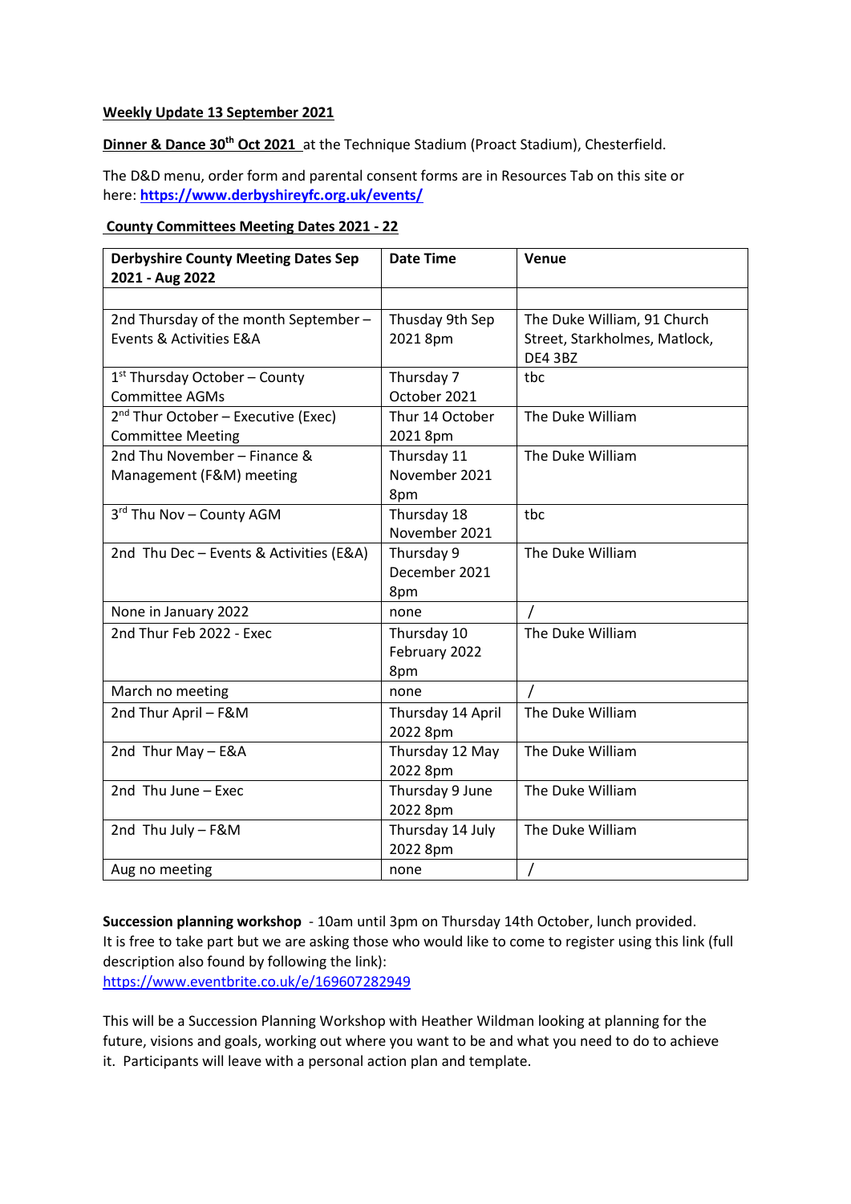**Weekly Update 13 September 2021**

**Dinner & Dance 30th Oct 2021** at the Technique Stadium (Proact Stadium), Chesterfield.

The D&D menu, order form and parental consent forms are in Resources Tab on this site or here: **https://www.derbyshireyfc.org.uk/events/**

**County Committees Meeting Dates 2021 - 22**

| Derbyshire County Meeting Dates Sep 2021 - Aug 2022 | Date Time | Venue |
|---|---|---|
| | | |
| 2nd Thursday of the month September – Events & Activities E&A | Thusday 9th Sep 2021 8pm | The Duke William, 91 Church Street, Starkholmes, Matlock, DE4 3BZ |
| 1st Thursday October – County Committee AGMs | Thursday 7 October 2021 | tbc |
| 2nd Thur October – Executive (Exec) Committee Meeting | Thur 14 October 2021 8pm | The Duke William |
| 2nd Thu November – Finance & Management (F&M) meeting | Thursday 11 November 2021 8pm | The Duke William |
| 3rd Thu Nov – County AGM | Thursday 18 November 2021 | tbc |
| 2nd Thu Dec – Events & Activities (E&A) | Thursday 9 December 2021 8pm | The Duke William |
| None in January 2022 | none | / |
| 2nd Thur Feb 2022 - Exec | Thursday 10 February 2022 8pm | The Duke William |
| March no meeting | none | / |
| 2nd Thur April – F&M | Thursday 14 April 2022 8pm | The Duke William |
| 2nd Thur May – E&A | Thursday 12 May 2022 8pm | The Duke William |
| 2nd Thu June – Exec | Thursday 9 June 2022 8pm | The Duke William |
| 2nd Thu July – F&M | Thursday 14 July 2022 8pm | The Duke William |
| Aug no meeting | none | / |

**Succession planning workshop** - 10am until 3pm on Thursday 14th October, lunch provided. It is free to take part but we are asking those who would like to come to register using this link (full description also found by following the link):
https://www.eventbrite.co.uk/e/169607282949

This will be a Succession Planning Workshop with Heather Wildman looking at planning for the future, visions and goals, working out where you want to be and what you need to do to achieve it. Participants will leave with a personal action plan and template.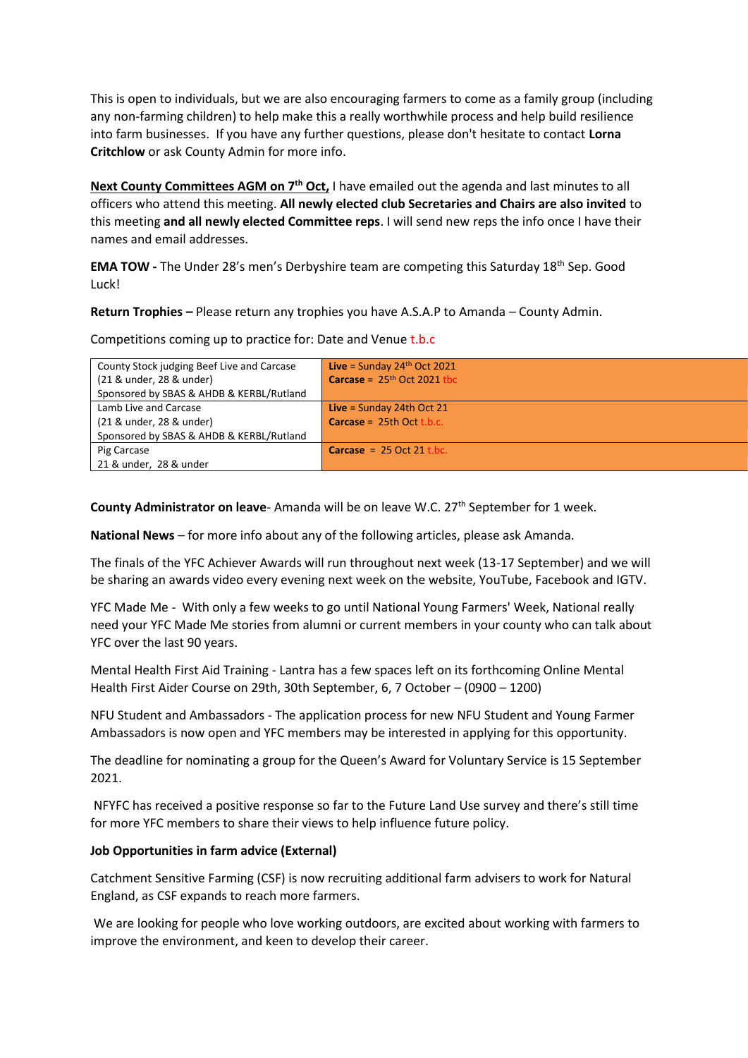This is open to individuals, but we are also encouraging farmers to come as a family group (including any non-farming children) to help make this a really worthwhile process and help build resilience into farm businesses. If you have any further questions, please don't hesitate to contact **Lorna Critchlow** or ask County Admin for more info.

**Next County Committees AGM on 7th Oct,** I have emailed out the agenda and last minutes to all officers who attend this meeting. **All newly elected club Secretaries and Chairs are also invited** to this meeting **and all newly elected Committee reps**. I will send new reps the info once I have their names and email addresses.

**EMA TOW -** The Under 28's men's Derbyshire team are competing this Saturday 18th Sep. Good Luck!

**Return Trophies –** Please return any trophies you have A.S.A.P to Amanda – County Admin.

Competitions coming up to practice for: Date and Venue t.b.c

| | |
|---|---|
| County Stock judging Beef Live and Carcase (21 & under, 28 & under) Sponsored by SBAS & AHDB & KERBL/Rutland | **Live** = Sunday 24th Oct 2021 **Carcase** = 25th Oct 2021 tbc |
| Lamb Live and Carcase (21 & under, 28 & under) Sponsored by SBAS & AHDB & KERBL/Rutland | **Live** = Sunday 24th Oct 21 **Carcase** = 25th Oct t.b.c. |
| Pig Carcase 21 & under, 28 & under | **Carcase** = 25 Oct 21 t.bc. |

**County Administrator on leave**- Amanda will be on leave W.C. 27th September for 1 week.

**National News** – for more info about any of the following articles, please ask Amanda.

The finals of the YFC Achiever Awards will run throughout next week (13-17 September) and we will be sharing an awards video every evening next week on the website, YouTube, Facebook and IGTV.

YFC Made Me - With only a few weeks to go until National Young Farmers' Week, National really need your YFC Made Me stories from alumni or current members in your county who can talk about YFC over the last 90 years.

Mental Health First Aid Training - Lantra has a few spaces left on its forthcoming Online Mental Health First Aider Course on 29th, 30th September, 6, 7 October – (0900 – 1200)

NFU Student and Ambassadors - The application process for new NFU Student and Young Farmer Ambassadors is now open and YFC members may be interested in applying for this opportunity.

The deadline for nominating a group for the Queen's Award for Voluntary Service is 15 September 2021.

NFYFC has received a positive response so far to the Future Land Use survey and there's still time for more YFC members to share their views to help influence future policy.

**Job Opportunities in farm advice (External)**

Catchment Sensitive Farming (CSF) is now recruiting additional farm advisers to work for Natural England, as CSF expands to reach more farmers.

We are looking for people who love working outdoors, are excited about working with farmers to improve the environment, and keen to develop their career.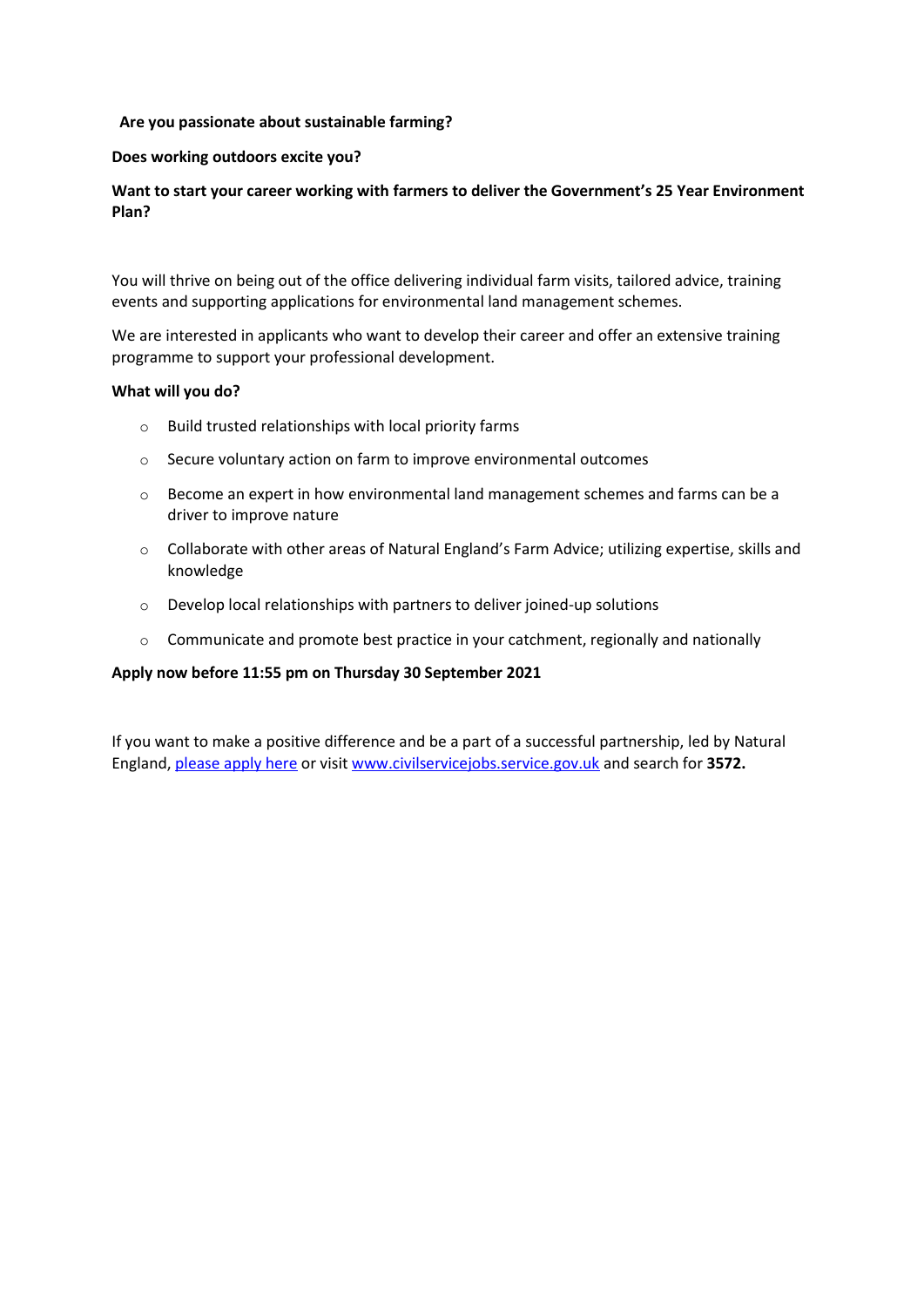**Are you passionate about sustainable farming?**

**Does working outdoors excite you?**

**Want to start your career working with farmers to deliver the Government's 25 Year Environment Plan?**

You will thrive on being out of the office delivering individual farm visits, tailored advice, training events and supporting applications for environmental land management schemes.

We are interested in applicants who want to develop their career and offer an extensive training programme to support your professional development.

**What will you do?**

- Build trusted relationships with local priority farms
- Secure voluntary action on farm to improve environmental outcomes
- Become an expert in how environmental land management schemes and farms can be a driver to improve nature
- Collaborate with other areas of Natural England's Farm Advice; utilizing expertise, skills and knowledge
- Develop local relationships with partners to deliver joined-up solutions
- Communicate and promote best practice in your catchment, regionally and nationally

**Apply now before 11:55 pm on Thursday 30 September 2021**

If you want to make a positive difference and be a part of a successful partnership, led by Natural England, please apply here or visit www.civilservicejobs.service.gov.uk and search for **3572.**